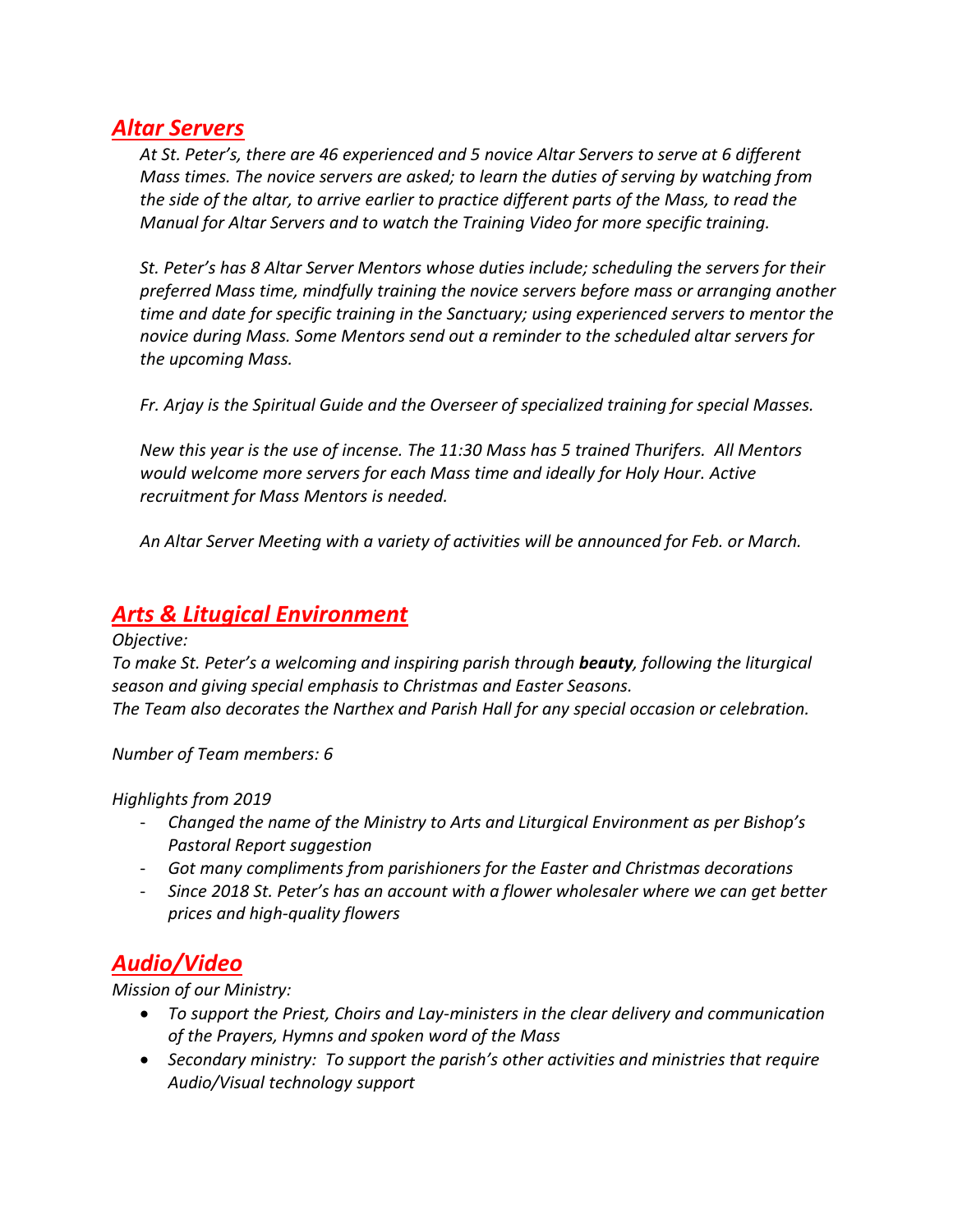## *Altar Servers*

*At St. Peter's, there are 46 experienced and 5 novice Altar Servers to serve at 6 different Mass times. The novice servers are asked; to learn the duties of serving by watching from the side of the altar, to arrive earlier to practice different parts of the Mass, to read the Manual for Altar Servers and to watch the Training Video for more specific training.*

*St. Peter's has 8 Altar Server Mentors whose duties include; scheduling the servers for their preferred Mass time, mindfully training the novice servers before mass or arranging another time and date for specific training in the Sanctuary; using experienced servers to mentor the novice during Mass. Some Mentors send out a reminder to the scheduled altar servers for the upcoming Mass.*

*Fr. Arjay is the Spiritual Guide and the Overseer of specialized training for special Masses.*

*New this year is the use of incense. The 11:30 Mass has 5 trained Thurifers. All Mentors would welcome more servers for each Mass time and ideally for Holy Hour. Active recruitment for Mass Mentors is needed.*

*An Altar Server Meeting with a variety of activities will be announced for Feb. or March.*

## *Arts & Litugical Environment*

*Objective:*
*To make St. Peter's a welcoming and inspiring parish through **beauty**, following the liturgical season and giving special emphasis to Christmas and Easter Seasons.*
*The Team also decorates the Narthex and Parish Hall for any special occasion or celebration.*

*Number of Team members: 6*

*Highlights from 2019*

- *Changed the name of the Ministry to Arts and Liturgical Environment as per Bishop's Pastoral Report suggestion*
- *Got many compliments from parishioners for the Easter and Christmas decorations*
- *Since 2018 St. Peter's has an account with a flower wholesaler where we can get better prices and high-quality flowers*

## *Audio/Video*

*Mission of our Ministry:*

- *To support the Priest, Choirs and Lay-ministers in the clear delivery and communication of the Prayers, Hymns and spoken word of the Mass*
- *Secondary ministry: To support the parish's other activities and ministries that require Audio/Visual technology support*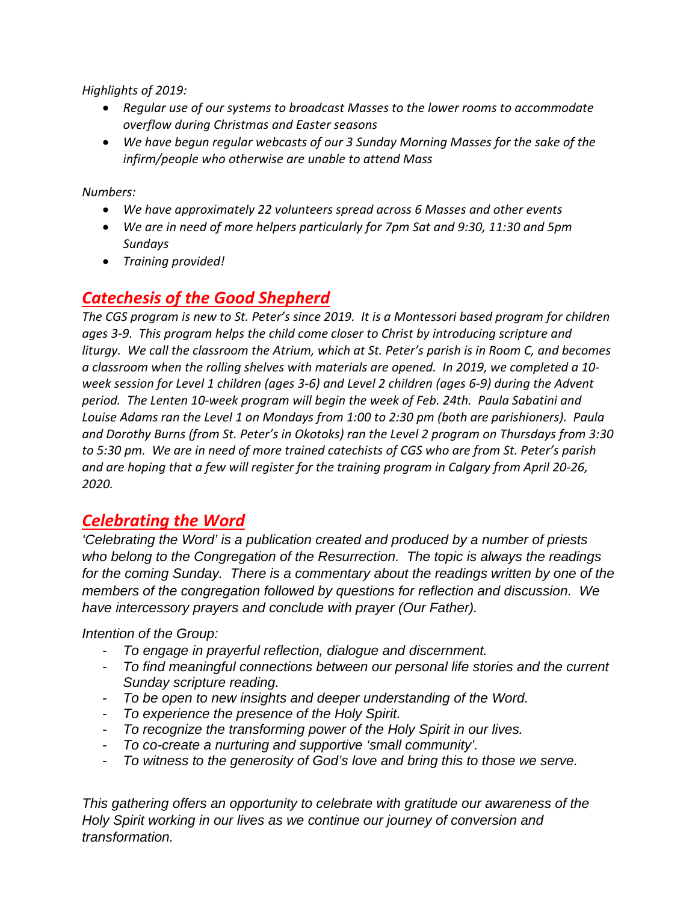*Highlights of 2019:*

- *Regular use of our systems to broadcast Masses to the lower rooms to accommodate overflow during Christmas and Easter seasons*
- *We have begun regular webcasts of our 3 Sunday Morning Masses for the sake of the infirm/people who otherwise are unable to attend Mass*

*Numbers:*

- *We have approximately 22 volunteers spread across 6 Masses and other events*
- *We are in need of more helpers particularly for 7pm Sat and 9:30, 11:30 and 5pm Sundays*
- *Training provided!*

## *Catechesis of the Good Shepherd*

*The CGS program is new to St. Peter's since 2019. It is a Montessori based program for children ages 3-9. This program helps the child come closer to Christ by introducing scripture and liturgy. We call the classroom the Atrium, which at St. Peter's parish is in Room C, and becomes a classroom when the rolling shelves with materials are opened. In 2019, we completed a 10-week session for Level 1 children (ages 3-6) and Level 2 children (ages 6-9) during the Advent period. The Lenten 10-week program will begin the week of Feb. 24th. Paula Sabatini and Louise Adams ran the Level 1 on Mondays from 1:00 to 2:30 pm (both are parishioners). Paula and Dorothy Burns (from St. Peter's in Okotoks) ran the Level 2 program on Thursdays from 3:30 to 5:30 pm. We are in need of more trained catechists of CGS who are from St. Peter's parish and are hoping that a few will register for the training program in Calgary from April 20-26, 2020.*

## *Celebrating the Word*

*'Celebrating the Word' is a publication created and produced by a number of priests who belong to the Congregation of the Resurrection. The topic is always the readings for the coming Sunday. There is a commentary about the readings written by one of the members of the congregation followed by questions for reflection and discussion. We have intercessory prayers and conclude with prayer (Our Father).*

*Intention of the Group:*

- *To engage in prayerful reflection, dialogue and discernment.*
- *To find meaningful connections between our personal life stories and the current Sunday scripture reading.*
- *To be open to new insights and deeper understanding of the Word.*
- *To experience the presence of the Holy Spirit.*
- *To recognize the transforming power of the Holy Spirit in our lives.*
- *To co-create a nurturing and supportive 'small community'.*
- *To witness to the generosity of God's love and bring this to those we serve.*

*This gathering offers an opportunity to celebrate with gratitude our awareness of the Holy Spirit working in our lives as we continue our journey of conversion and transformation.*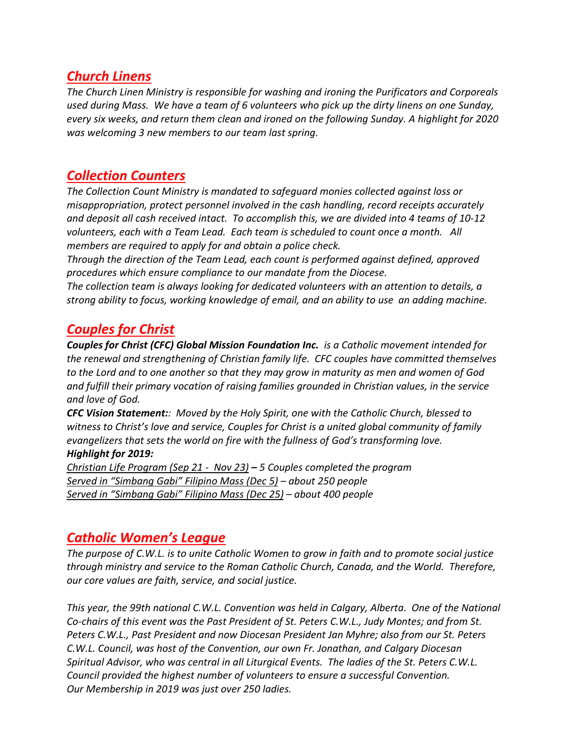## *Church Linens*

*The Church Linen Ministry is responsible for washing and ironing the Purificators and Corporeals used during Mass. We have a team of 6 volunteers who pick up the dirty linens on one Sunday, every six weeks, and return them clean and ironed on the following Sunday. A highlight for 2020 was welcoming 3 new members to our team last spring.*

## *Collection Counters*

*The Collection Count Ministry is mandated to safeguard monies collected against loss or misappropriation, protect personnel involved in the cash handling, record receipts accurately and deposit all cash received intact. To accomplish this, we are divided into 4 teams of 10-12 volunteers, each with a Team Lead. Each team is scheduled to count once a month. All members are required to apply for and obtain a police check.*

*Through the direction of the Team Lead, each count is performed against defined, approved procedures which ensure compliance to our mandate from the Diocese.*

*The collection team is always looking for dedicated volunteers with an attention to details, a strong ability to focus, working knowledge of email, and an ability to use an adding machine.*

## *Couples for Christ*

***Couples for Christ (CFC) Global Mission Foundation Inc.*** *is a Catholic movement intended for the renewal and strengthening of Christian family life. CFC couples have committed themselves to the Lord and to one another so that they may grow in maturity as men and women of God and fulfill their primary vocation of raising families grounded in Christian values, in the service and love of God.*

***CFC Vision Statement:*** *: Moved by the Holy Spirit, one with the Catholic Church, blessed to witness to Christ's love and service, Couples for Christ is a united global community of family evangelizers that sets the world on fire with the fullness of God's transforming love.*

***Highlight for 2019:***

*Christian Life Program (Sep 21 - Nov 23)* ***–*** *5 Couples completed the program*
*Served in "Simbang Gabi" Filipino Mass (Dec 5) – about 250 people*
*Served in "Simbang Gabi" Filipino Mass (Dec 25) – about 400 people*

## *Catholic Women's League*

*The purpose of C.W.L. is to unite Catholic Women to grow in faith and to promote social justice through ministry and service to the Roman Catholic Church, Canada, and the World. Therefore, our core values are faith, service, and social justice.*

*This year, the 99th national C.W.L. Convention was held in Calgary, Alberta. One of the National Co-chairs of this event was the Past President of St. Peters C.W.L., Judy Montes; and from St. Peters C.W.L., Past President and now Diocesan President Jan Myhre; also from our St. Peters C.W.L. Council, was host of the Convention, our own Fr. Jonathan, and Calgary Diocesan Spiritual Advisor, who was central in all Liturgical Events. The ladies of the St. Peters C.W.L. Council provided the highest number of volunteers to ensure a successful Convention.*
*Our Membership in 2019 was just over 250 ladies.*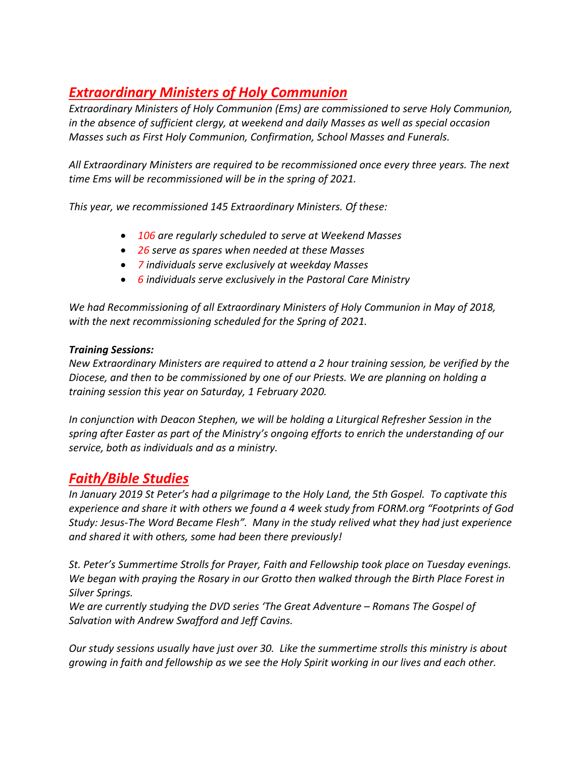## *Extraordinary Ministers of Holy Communion*

*Extraordinary Ministers of Holy Communion (Ems) are commissioned to serve Holy Communion, in the absence of sufficient clergy, at weekend and daily Masses as well as special occasion Masses such as First Holy Communion, Confirmation, School Masses and Funerals.*

*All Extraordinary Ministers are required to be recommissioned once every three years. The next time Ems will be recommissioned will be in the spring of 2021.*

*This year, we recommissioned 145 Extraordinary Ministers. Of these:*

- *106 are regularly scheduled to serve at Weekend Masses*
- *26 serve as spares when needed at these Masses*
- *7 individuals serve exclusively at weekday Masses*
- *6 individuals serve exclusively in the Pastoral Care Ministry*

*We had Recommissioning of all Extraordinary Ministers of Holy Communion in May of 2018, with the next recommissioning scheduled for the Spring of 2021.*

***Training Sessions:***
*New Extraordinary Ministers are required to attend a 2 hour training session, be verified by the Diocese, and then to be commissioned by one of our Priests. We are planning on holding a training session this year on Saturday, 1 February 2020.*

*In conjunction with Deacon Stephen, we will be holding a Liturgical Refresher Session in the spring after Easter as part of the Ministry's ongoing efforts to enrich the understanding of our service, both as individuals and as a ministry.*

## *Faith/Bible Studies*

*In January 2019 St Peter's had a pilgrimage to the Holy Land, the 5th Gospel. To captivate this experience and share it with others we found a 4 week study from FORM.org "Footprints of God Study: Jesus-The Word Became Flesh". Many in the study relived what they had just experience and shared it with others, some had been there previously!*

*St. Peter's Summertime Strolls for Prayer, Faith and Fellowship took place on Tuesday evenings. We began with praying the Rosary in our Grotto then walked through the Birth Place Forest in Silver Springs.*
*We are currently studying the DVD series 'The Great Adventure – Romans The Gospel of Salvation with Andrew Swafford and Jeff Cavins.*

*Our study sessions usually have just over 30. Like the summertime strolls this ministry is about growing in faith and fellowship as we see the Holy Spirit working in our lives and each other.*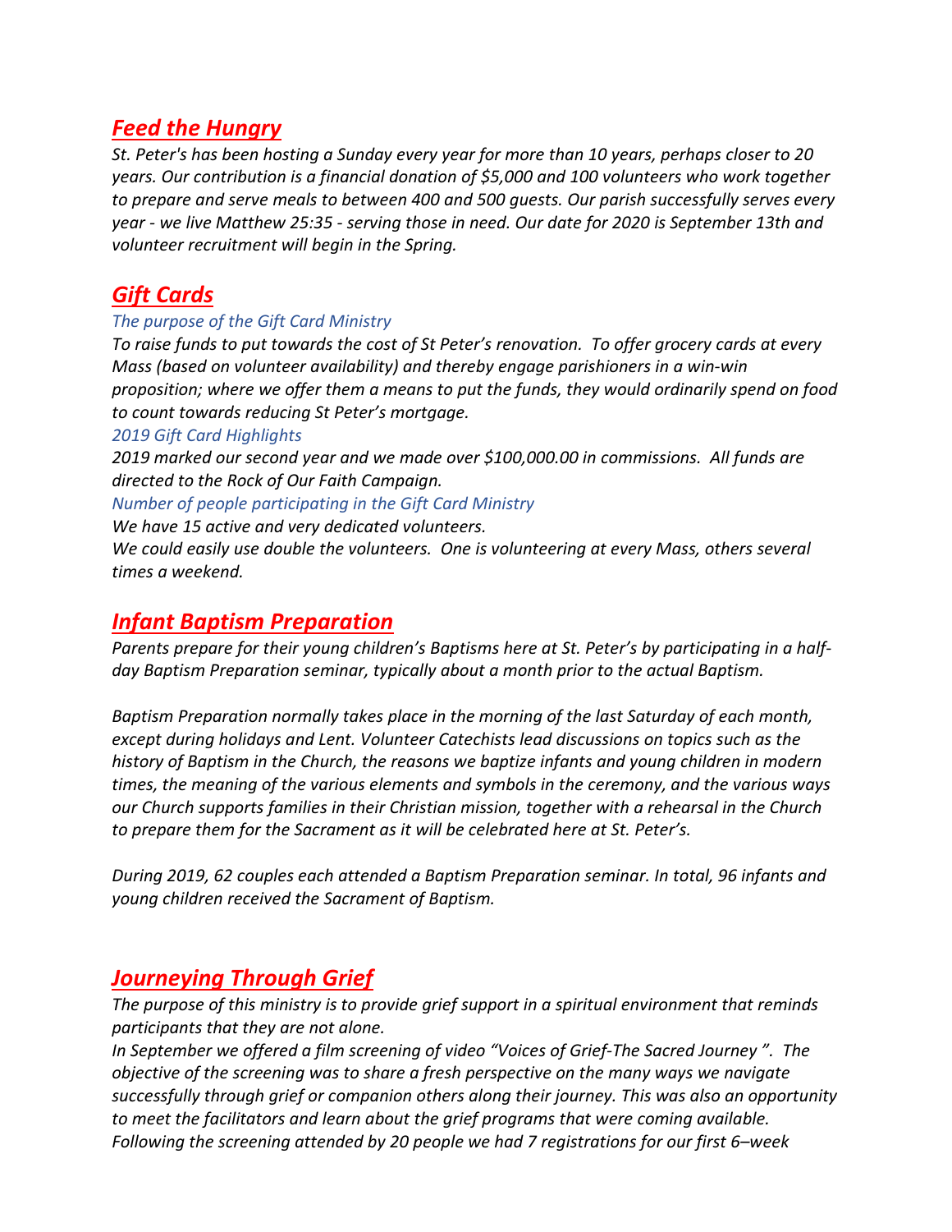## *Feed the Hungry*

*St. Peter's has been hosting a Sunday every year for more than 10 years, perhaps closer to 20 years. Our contribution is a financial donation of $5,000 and 100 volunteers who work together to prepare and serve meals to between 400 and 500 guests. Our parish successfully serves every year - we live Matthew 25:35 - serving those in need. Our date for 2020 is September 13th and volunteer recruitment will begin in the Spring.*

## *Gift Cards*

*The purpose of the Gift Card Ministry*

*To raise funds to put towards the cost of St Peter's renovation. To offer grocery cards at every Mass (based on volunteer availability) and thereby engage parishioners in a win-win proposition; where we offer them a means to put the funds, they would ordinarily spend on food to count towards reducing St Peter's mortgage.*

*2019 Gift Card Highlights*

*2019 marked our second year and we made over $100,000.00 in commissions. All funds are directed to the Rock of Our Faith Campaign.*

*Number of people participating in the Gift Card Ministry*

*We have 15 active and very dedicated volunteers.*
*We could easily use double the volunteers. One is volunteering at every Mass, others several times a weekend.*

## *Infant Baptism Preparation*

*Parents prepare for their young children's Baptisms here at St. Peter's by participating in a half-day Baptism Preparation seminar, typically about a month prior to the actual Baptism.*

*Baptism Preparation normally takes place in the morning of the last Saturday of each month, except during holidays and Lent. Volunteer Catechists lead discussions on topics such as the history of Baptism in the Church, the reasons we baptize infants and young children in modern times, the meaning of the various elements and symbols in the ceremony, and the various ways our Church supports families in their Christian mission, together with a rehearsal in the Church to prepare them for the Sacrament as it will be celebrated here at St. Peter's.*

*During 2019, 62 couples each attended a Baptism Preparation seminar. In total, 96 infants and young children received the Sacrament of Baptism.*

## *Journeying Through Grief*

*The purpose of this ministry is to provide grief support in a spiritual environment that reminds participants that they are not alone.*
*In September we offered a film screening of video "Voices of Grief-The Sacred Journey ". The objective of the screening was to share a fresh perspective on the many ways we navigate successfully through grief or companion others along their journey. This was also an opportunity to meet the facilitators and learn about the grief programs that were coming available. Following the screening attended by 20 people we had 7 registrations for our first 6–week*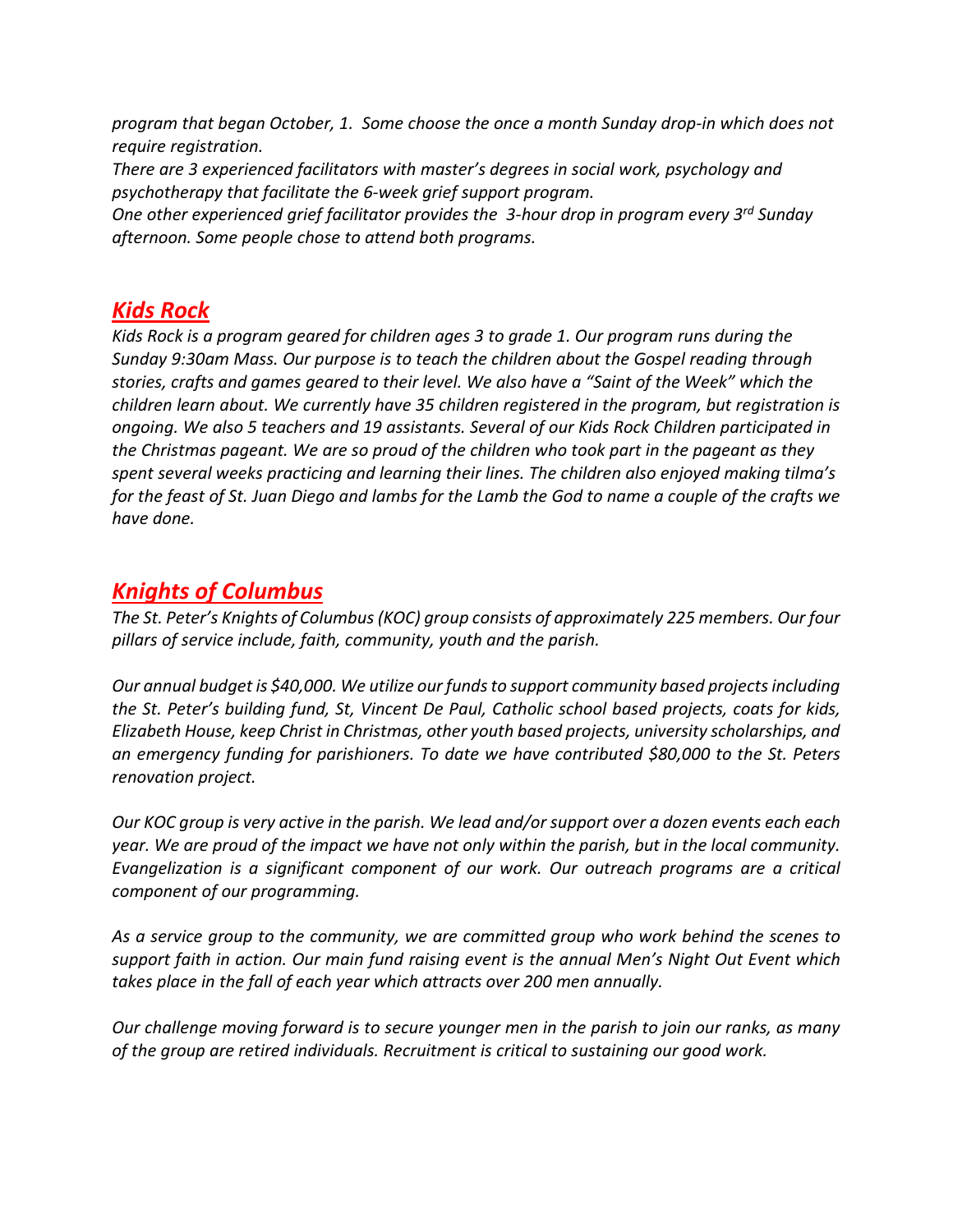*program that began October, 1.  Some choose the once a month Sunday drop-in which does not require registration.*

*There are 3 experienced facilitators with master's degrees in social work, psychology and psychotherapy that facilitate the 6-week grief support program.*

*One other experienced grief facilitator provides the  3-hour drop in program every 3rd Sunday afternoon. Some people chose to attend both programs.*

## ***Kids Rock***

*Kids Rock is a program geared for children ages 3 to grade 1. Our program runs during the Sunday 9:30am Mass. Our purpose is to teach the children about the Gospel reading through stories, crafts and games geared to their level. We also have a "Saint of the Week" which the children learn about. We currently have 35 children registered in the program, but registration is ongoing. We also 5 teachers and 19 assistants. Several of our Kids Rock Children participated in the Christmas pageant. We are so proud of the children who took part in the pageant as they spent several weeks practicing and learning their lines. The children also enjoyed making tilma's for the feast of St. Juan Diego and lambs for the Lamb the God to name a couple of the crafts we have done.*

## ***Knights of Columbus***

*The St. Peter's Knights of Columbus (KOC) group consists of approximately 225 members. Our four pillars of service include, faith, community, youth and the parish.*

*Our annual budget is $40,000. We utilize our funds to support community based projects including the St. Peter's building fund, St, Vincent De Paul, Catholic school based projects, coats for kids, Elizabeth House, keep Christ in Christmas, other youth based projects, university scholarships, and an emergency funding for parishioners. To date we have contributed $80,000 to the St. Peters renovation project.*

*Our KOC group is very active in the parish. We lead and/or support over a dozen events each each year. We are proud of the impact we have not only within the parish, but in the local community. Evangelization is a significant component of our work. Our outreach programs are a critical component of our programming.*

*As a service group to the community, we are committed group who work behind the scenes to support faith in action. Our main fund raising event is the annual Men's Night Out Event which takes place in the fall of each year which attracts over 200 men annually.*

*Our challenge moving forward is to secure younger men in the parish to join our ranks, as many of the group are retired individuals. Recruitment is critical to sustaining our good work.*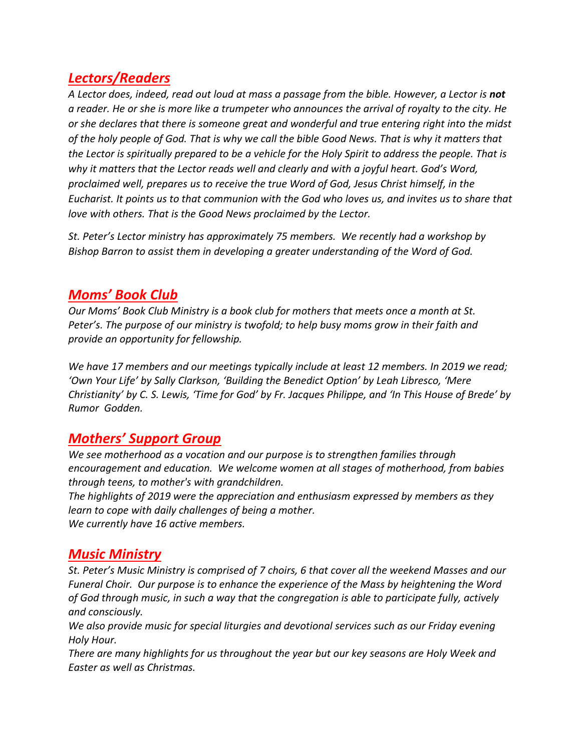## *Lectors/Readers*

*A Lector does, indeed, read out loud at mass a passage from the bible. However, a Lector is **not** a reader. He or she is more like a trumpeter who announces the arrival of royalty to the city. He or she declares that there is someone great and wonderful and true entering right into the midst of the holy people of God. That is why we call the bible Good News. That is why it matters that the Lector is spiritually prepared to be a vehicle for the Holy Spirit to address the people. That is why it matters that the Lector reads well and clearly and with a joyful heart. God's Word, proclaimed well, prepares us to receive the true Word of God, Jesus Christ himself, in the Eucharist. It points us to that communion with the God who loves us, and invites us to share that love with others. That is the Good News proclaimed by the Lector.*

*St. Peter's Lector ministry has approximately 75 members. We recently had a workshop by Bishop Barron to assist them in developing a greater understanding of the Word of God.*

## *Moms' Book Club*

*Our Moms' Book Club Ministry is a book club for mothers that meets once a month at St. Peter's. The purpose of our ministry is twofold; to help busy moms grow in their faith and provide an opportunity for fellowship.*

*We have 17 members and our meetings typically include at least 12 members. In 2019 we read; 'Own Your Life' by Sally Clarkson, 'Building the Benedict Option' by Leah Libresco, 'Mere Christianity' by C. S. Lewis, 'Time for God' by Fr. Jacques Philippe, and 'In This House of Brede' by Rumor Godden.*

## *Mothers' Support Group*

*We see motherhood as a vocation and our purpose is to strengthen families through encouragement and education. We welcome women at all stages of motherhood, from babies through teens, to mother's with grandchildren.*
*The highlights of 2019 were the appreciation and enthusiasm expressed by members as they learn to cope with daily challenges of being a mother.*
*We currently have 16 active members.*

## *Music Ministry*

*St. Peter's Music Ministry is comprised of 7 choirs, 6 that cover all the weekend Masses and our Funeral Choir. Our purpose is to enhance the experience of the Mass by heightening the Word of God through music, in such a way that the congregation is able to participate fully, actively and consciously.*
*We also provide music for special liturgies and devotional services such as our Friday evening Holy Hour.*
*There are many highlights for us throughout the year but our key seasons are Holy Week and Easter as well as Christmas.*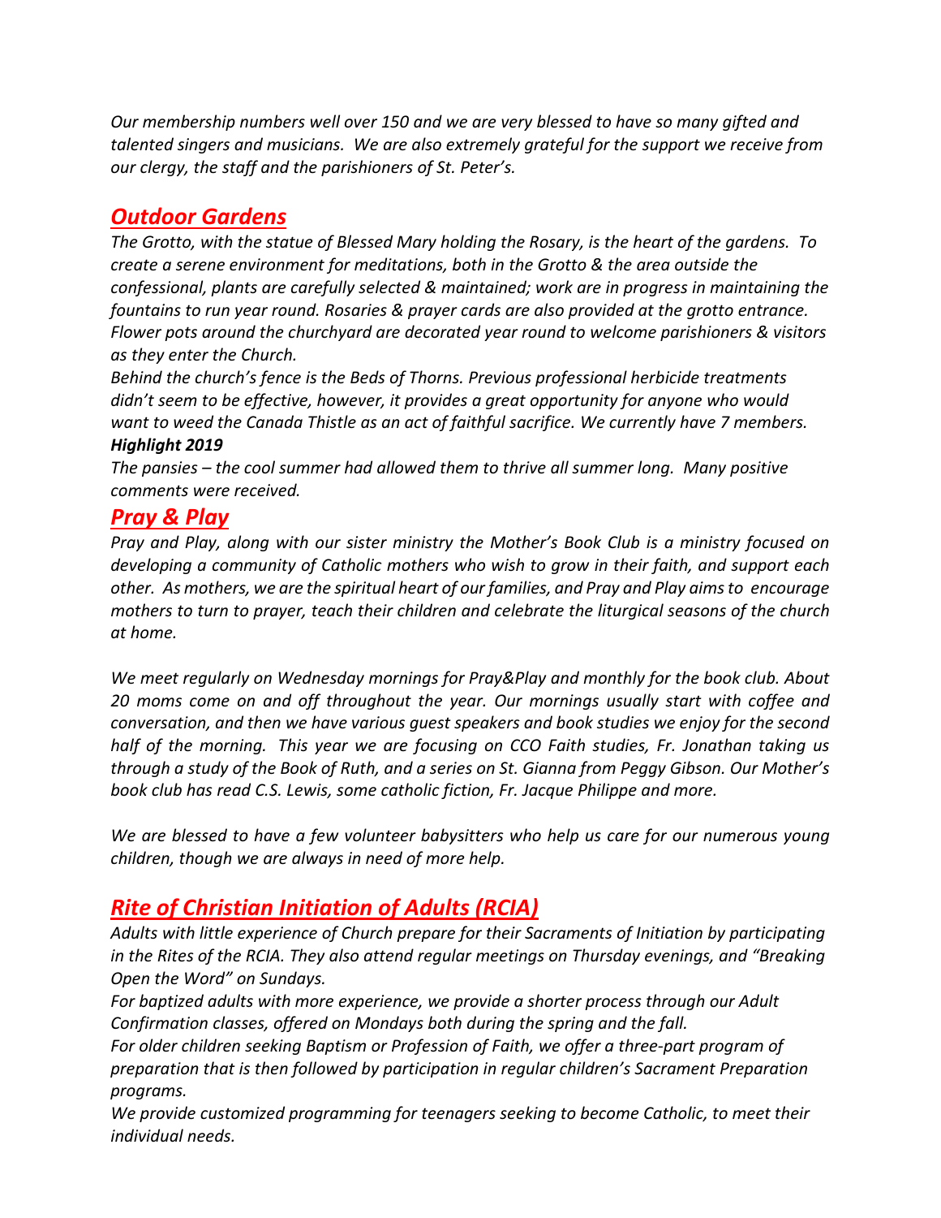*Our membership numbers well over 150 and we are very blessed to have so many gifted and talented singers and musicians. We are also extremely grateful for the support we receive from our clergy, the staff and the parishioners of St. Peter's.*

## *Outdoor Gardens*

*The Grotto, with the statue of Blessed Mary holding the Rosary, is the heart of the gardens. To create a serene environment for meditations, both in the Grotto & the area outside the confessional, plants are carefully selected & maintained; work are in progress in maintaining the fountains to run year round. Rosaries & prayer cards are also provided at the grotto entrance. Flower pots around the churchyard are decorated year round to welcome parishioners & visitors as they enter the Church.*

*Behind the church's fence is the Beds of Thorns. Previous professional herbicide treatments didn't seem to be effective, however, it provides a great opportunity for anyone who would want to weed the Canada Thistle as an act of faithful sacrifice. We currently have 7 members.*

***Highlight 2019***

*The pansies – the cool summer had allowed them to thrive all summer long. Many positive comments were received.*

## *Pray & Play*

*Pray and Play, along with our sister ministry the Mother's Book Club is a ministry focused on developing a community of Catholic mothers who wish to grow in their faith, and support each other. As mothers, we are the spiritual heart of our families, and Pray and Play aims to encourage mothers to turn to prayer, teach their children and celebrate the liturgical seasons of the church at home.*

*We meet regularly on Wednesday mornings for Pray&Play and monthly for the book club. About 20 moms come on and off throughout the year. Our mornings usually start with coffee and conversation, and then we have various guest speakers and book studies we enjoy for the second half of the morning. This year we are focusing on CCO Faith studies, Fr. Jonathan taking us through a study of the Book of Ruth, and a series on St. Gianna from Peggy Gibson. Our Mother's book club has read C.S. Lewis, some catholic fiction, Fr. Jacque Philippe and more.*

*We are blessed to have a few volunteer babysitters who help us care for our numerous young children, though we are always in need of more help.*

## *Rite of Christian Initiation of Adults (RCIA)*

*Adults with little experience of Church prepare for their Sacraments of Initiation by participating in the Rites of the RCIA. They also attend regular meetings on Thursday evenings, and "Breaking Open the Word" on Sundays.*

*For baptized adults with more experience, we provide a shorter process through our Adult Confirmation classes, offered on Mondays both during the spring and the fall.*

*For older children seeking Baptism or Profession of Faith, we offer a three-part program of preparation that is then followed by participation in regular children's Sacrament Preparation programs.*

*We provide customized programming for teenagers seeking to become Catholic, to meet their individual needs.*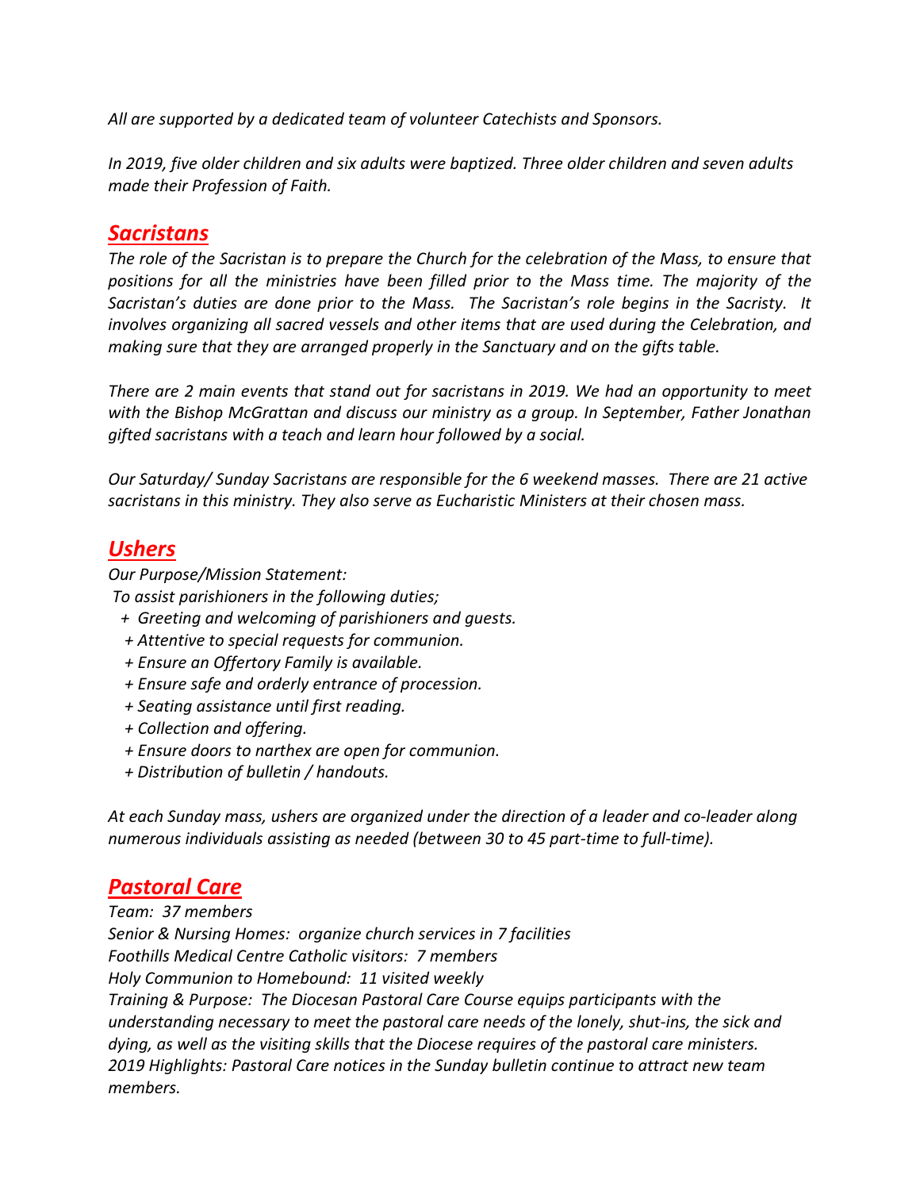*All are supported by a dedicated team of volunteer Catechists and Sponsors.*

*In 2019, five older children and six adults were baptized. Three older children and seven adults made their Profession of Faith.*

## ***Sacristans***

*The role of the Sacristan is to prepare the Church for the celebration of the Mass, to ensure that positions for all the ministries have been filled prior to the Mass time. The majority of the Sacristan's duties are done prior to the Mass. The Sacristan's role begins in the Sacristy. It involves organizing all sacred vessels and other items that are used during the Celebration, and making sure that they are arranged properly in the Sanctuary and on the gifts table.*

*There are 2 main events that stand out for sacristans in 2019. We had an opportunity to meet with the Bishop McGrattan and discuss our ministry as a group. In September, Father Jonathan gifted sacristans with a teach and learn hour followed by a social.*

*Our Saturday/ Sunday Sacristans are responsible for the 6 weekend masses. There are 21 active sacristans in this ministry. They also serve as Eucharistic Ministers at their chosen mass.*

## ***Ushers***

*Our Purpose/Mission Statement:*

*To assist parishioners in the following duties;*

- *Greeting and welcoming of parishioners and guests.*
- *Attentive to special requests for communion.*
- *Ensure an Offertory Family is available.*
- *Ensure safe and orderly entrance of procession.*
- *Seating assistance until first reading.*
- *Collection and offering.*
- *Ensure doors to narthex are open for communion.*
- *Distribution of bulletin / handouts.*

*At each Sunday mass, ushers are organized under the direction of a leader and co-leader along numerous individuals assisting as needed (between 30 to 45 part-time to full-time).*

## ***Pastoral Care***

*Team: 37 members*
*Senior & Nursing Homes: organize church services in 7 facilities*
*Foothills Medical Centre Catholic visitors: 7 members*
*Holy Communion to Homebound: 11 visited weekly*
*Training & Purpose: The Diocesan Pastoral Care Course equips participants with the understanding necessary to meet the pastoral care needs of the lonely, shut-ins, the sick and dying, as well as the visiting skills that the Diocese requires of the pastoral care ministers.*
*2019 Highlights: Pastoral Care notices in the Sunday bulletin continue to attract new team members.*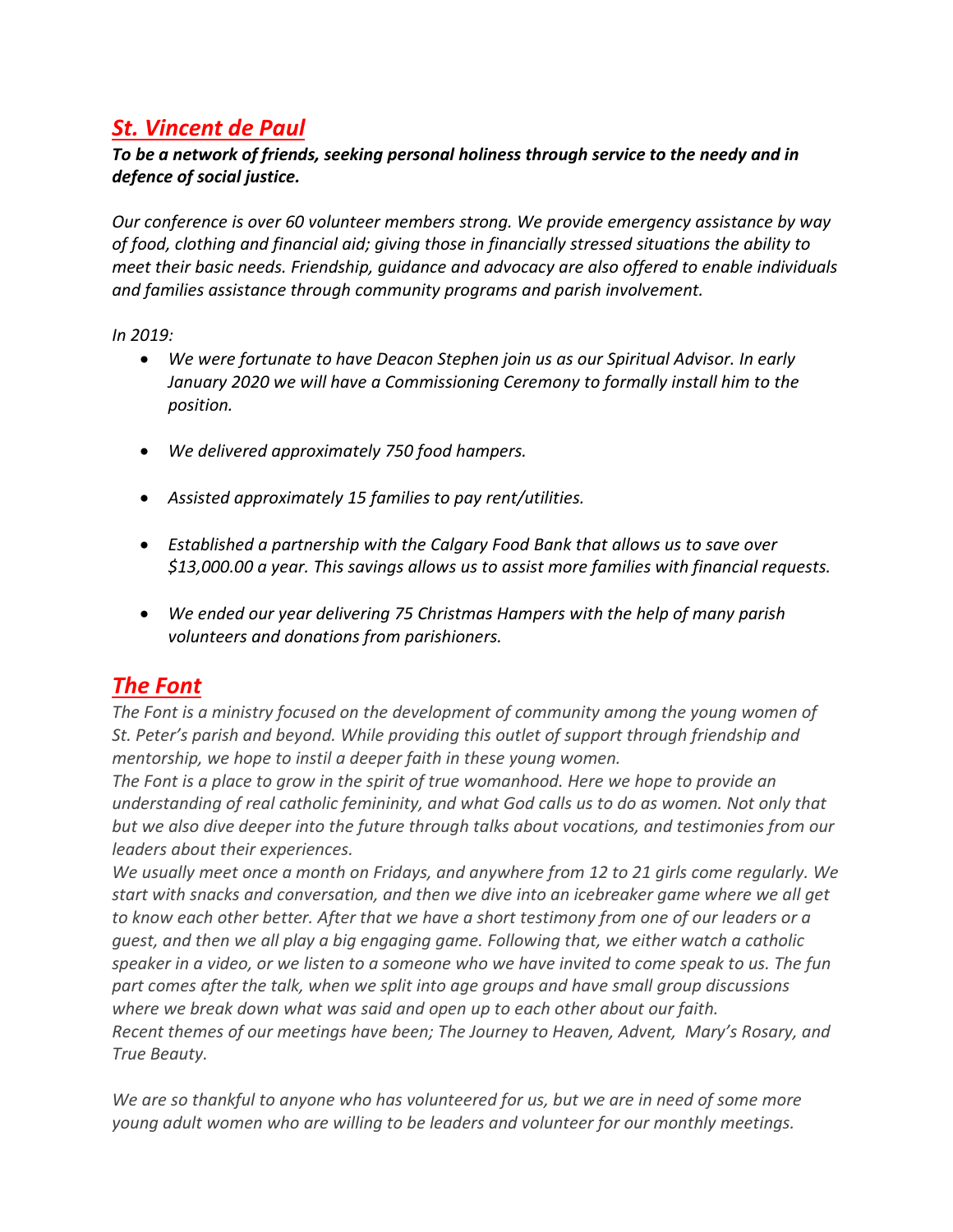## ***St. Vincent de Paul***

***To be a network of friends, seeking personal holiness through service to the needy and in defence of social justice.***

*Our conference is over 60 volunteer members strong. We provide emergency assistance by way of food, clothing and financial aid; giving those in financially stressed situations the ability to meet their basic needs. Friendship, guidance and advocacy are also offered to enable individuals and families assistance through community programs and parish involvement.*

*In 2019:*

- *We were fortunate to have Deacon Stephen join us as our Spiritual Advisor. In early January 2020 we will have a Commissioning Ceremony to formally install him to the position.*
- *We delivered approximately 750 food hampers.*
- *Assisted approximately 15 families to pay rent/utilities.*
- *Established a partnership with the Calgary Food Bank that allows us to save over $13,000.00 a year. This savings allows us to assist more families with financial requests.*
- *We ended our year delivering 75 Christmas Hampers with the help of many parish volunteers and donations from parishioners.*

## ***The Font***

*The Font is a ministry focused on the development of community among the young women of St. Peter's parish and beyond. While providing this outlet of support through friendship and mentorship, we hope to instil a deeper faith in these young women.*

*The Font is a place to grow in the spirit of true womanhood. Here we hope to provide an understanding of real catholic femininity, and what God calls us to do as women. Not only that but we also dive deeper into the future through talks about vocations, and testimonies from our leaders about their experiences.*

*We usually meet once a month on Fridays, and anywhere from 12 to 21 girls come regularly. We start with snacks and conversation, and then we dive into an icebreaker game where we all get to know each other better. After that we have a short testimony from one of our leaders or a guest, and then we all play a big engaging game. Following that, we either watch a catholic speaker in a video, or we listen to a someone who we have invited to come speak to us. The fun part comes after the talk, when we split into age groups and have small group discussions where we break down what was said and open up to each other about our faith.*

*Recent themes of our meetings have been; The Journey to Heaven, Advent, Mary's Rosary, and True Beauty.*

*We are so thankful to anyone who has volunteered for us, but we are in need of some more young adult women who are willing to be leaders and volunteer for our monthly meetings.*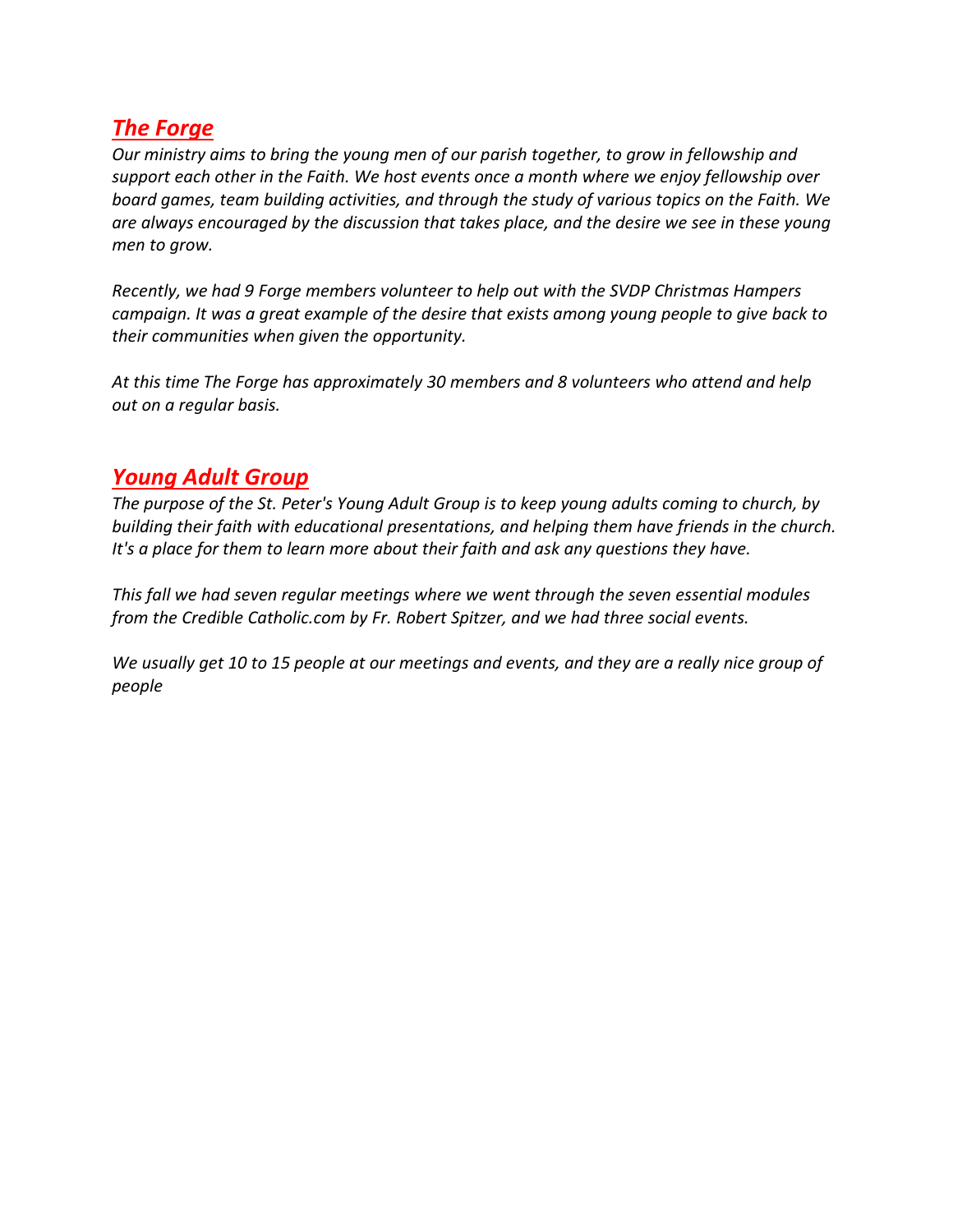## *The Forge*

*Our ministry aims to bring the young men of our parish together, to grow in fellowship and support each other in the Faith. We host events once a month where we enjoy fellowship over board games, team building activities, and through the study of various topics on the Faith. We are always encouraged by the discussion that takes place, and the desire we see in these young men to grow.*

*Recently, we had 9 Forge members volunteer to help out with the SVDP Christmas Hampers campaign. It was a great example of the desire that exists among young people to give back to their communities when given the opportunity.*

*At this time The Forge has approximately 30 members and 8 volunteers who attend and help out on a regular basis.*

## *Young Adult Group*

*The purpose of the St. Peter's Young Adult Group is to keep young adults coming to church, by building their faith with educational presentations, and helping them have friends in the church. It's a place for them to learn more about their faith and ask any questions they have.*

*This fall we had seven regular meetings where we went through the seven essential modules from the Credible Catholic.com by Fr. Robert Spitzer, and we had three social events.*

*We usually get 10 to 15 people at our meetings and events, and they are a really nice group of people*